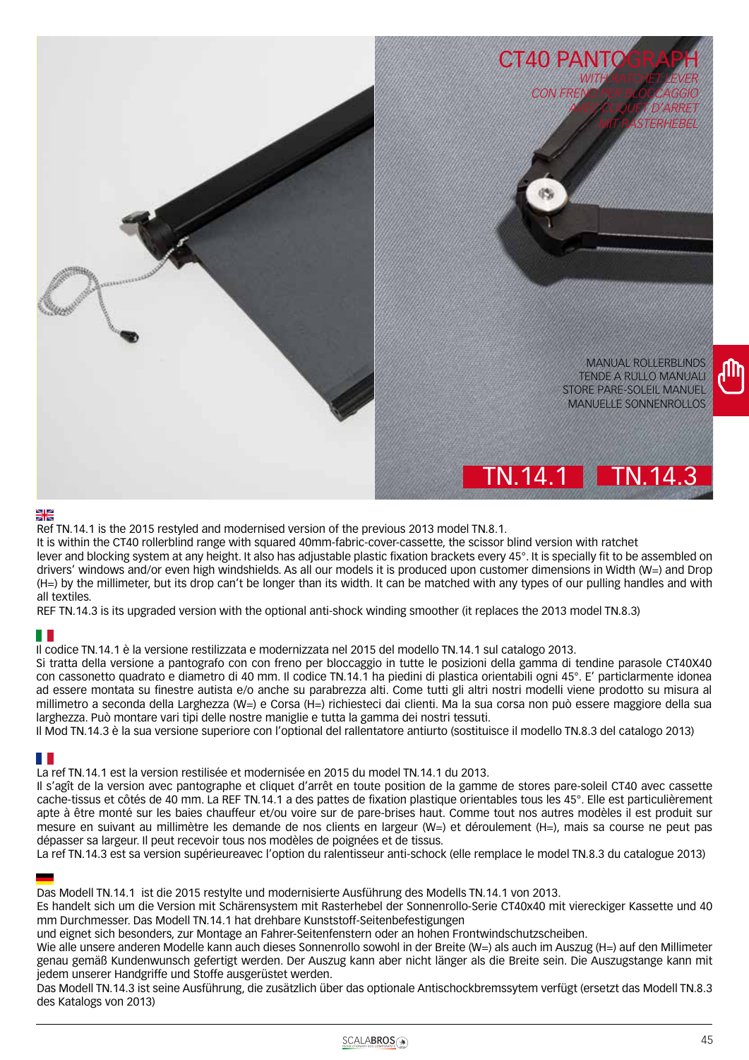# CT40 PANTOGRAPH

*WITH RATCHET LEVER*
*CON FRENO PER BLOCCAGGIO*
*AVEC CLIQUET D'ARRET*
*MIT RASTERHEBEL*

MANUAL ROLLERBLINDS
TENDE A RULLO MANUALI
STORE PARE-SOLEIL MANUEL
MANUELLE SONNENROLLOS

**TN.14.1** **TN.14.3**

Ref TN.14.1 is the 2015 restyled and modernised version of the previous 2013 model TN.8.1.
It is within the CT40 rollerblind range with squared 40mm-fabric-cover-cassette, the scissor blind version with ratchet lever and blocking system at any height. It also has adjustable plastic fixation brackets every 45°. It is specially fit to be assembled on drivers' windows and/or even high windshields. As all our models it is produced upon customer dimensions in Width (W=) and Drop (H=) by the millimeter, but its drop can't be longer than its width. It can be matched with any types of our pulling handles and with all textiles.
REF TN.14.3 is its upgraded version with the optional anti-shock winding smoother (it replaces the 2013 model TN.8.3)

Il codice TN.14.1 è la versione restilizzata e modernizzata nel 2015 del modello TN.14.1 sul catalogo 2013.
Si tratta della versione a pantografo con con freno per bloccaggio in tutte le posizioni della gamma di tendine parasole CT40X40 con cassonetto quadrato e diametro di 40 mm. Il codice TN.14.1 ha piedini di plastica orientabili ogni 45°. E' particlarmente idonea ad essere montata su finestre autista e/o anche su parabrezza alti. Come tutti gli altri nostri modelli viene prodotto su misura al millimetro a seconda della Larghezza (W=) e Corsa (H=) richiesteci dai clienti. Ma la sua corsa non può essere maggiore della sua larghezza. Può montare vari tipi delle nostre maniglie e tutta la gamma dei nostri tessuti.
Il Mod TN.14.3 è la sua versione superiore con l'optional del rallentatore antiurto (sostituisce il modello TN.8.3 del catalogo 2013)

La ref TN.14.1 est la version restilisée et modernisée en 2015 du model TN.14.1 du 2013.
Il s'agît de la version avec pantographe et cliquet d'arrêt en toute position de la gamme de stores pare-soleil CT40 avec cassette cache-tissus et côtés de 40 mm. La REF TN.14.1 a des pattes de fixation plastique orientables tous les 45°. Elle est particulièrement apte à être monté sur les baies chauffeur et/ou voire sur de pare-brises haut. Comme tout nos autres modèles il est produit sur mesure en suivant au millimètre les demande de nos clients en largeur (W=) et déroulement (H=), mais sa course ne peut pas dépasser sa largeur. Il peut recevoir tous nos modèles de poignées et de tissus.
La ref TN.14.3 est sa version supérieureavec l'option du ralentisseur anti-schock (elle remplace le model TN.8.3 du catalogue 2013)

Das Modell TN.14.1 ist die 2015 restylte und modernisierte Ausführung des Modells TN.14.1 von 2013.
Es handelt sich um die Version mit Schärensystem mit Rasterhebel der Sonnenrollo-Serie CT40x40 mit viereckiger Kassette und 40 mm Durchmesser. Das Modell TN.14.1 hat drehbare Kunststoff-Seitenbefestigungen
und eignet sich besonders, zur Montage an Fahrer-Seitenfenstern oder an hohen Frontwindschutzscheiben.
Wie alle unsere anderen Modelle kann auch dieses Sonnenrollo sowohl in der Breite (W=) als auch im Auszug (H=) auf den Millimeter genau gemäß Kundenwunsch gefertigt werden. Der Auszug kann aber nicht länger als die Breite sein. Die Auszugstange kann mit jedem unserer Handgriffe und Stoffe ausgerüstet werden.
Das Modell TN.14.3 ist seine Ausführung, die zusätzlich über das optionale Antischockbremssytem verfügt (ersetzt das Modell TN.8.3 des Katalogs von 2013)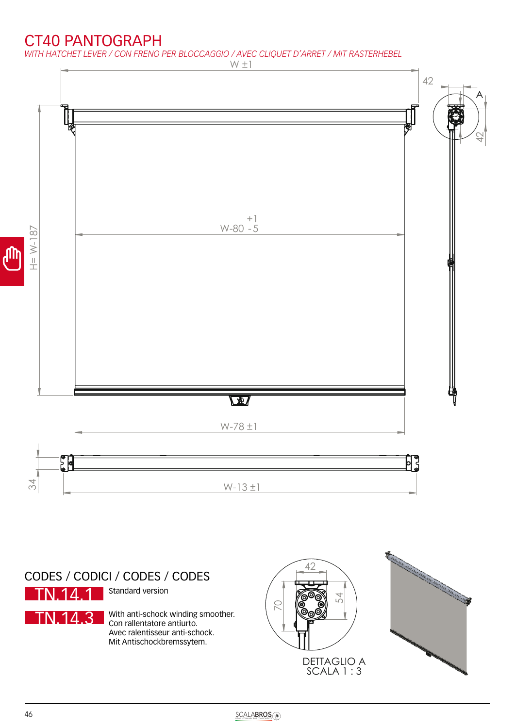# CT40 PANTOGRAPH

*WITH HATCHET LEVER / CON FRENO PER BLOCCAGGIO / AVEC CLIQUET D'ARRET / MIT RASTERHEBEL*

W ±1

42

A

42

H= W-187

+1
W-80 -5

W-78 ±1

34

W-13 ±1

## CODES / CODICI / CODES / CODES

**TN.14.1** Standard version

**TN.14.3** With anti-schock winding smoother.
Con rallentatore antiurto.
Avec ralentisseur anti-schock.
Mit Antischockbremssytem.

42

70

54

DETTAGLIO A
SCALA 1 : 3